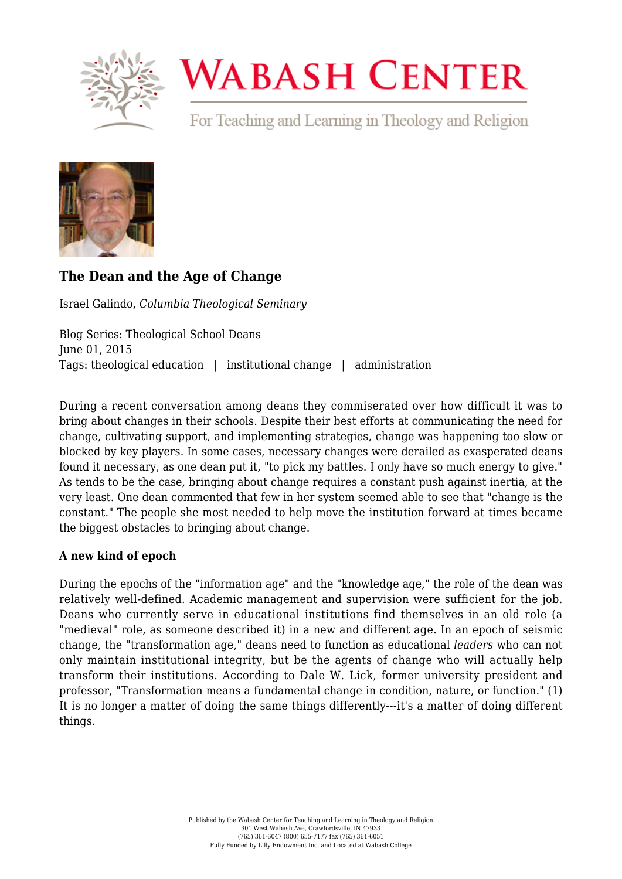# The Dean and the Age of Change

Israel Galindo, *Columbia Theological Seminary*

Blog Series: Theological School Deans
June 01, 2015
Tags: theological education | institutional change | administration

During a recent conversation among deans they commiserated over how difficult it was to bring about changes in their schools. Despite their best efforts at communicating the need for change, cultivating support, and implementing strategies, change was happening too slow or blocked by key players. In some cases, necessary changes were derailed as exasperated deans found it necessary, as one dean put it, "to pick my battles. I only have so much energy to give." As tends to be the case, bringing about change requires a constant push against inertia, at the very least. One dean commented that few in her system seemed able to see that "change is the constant." The people she most needed to help move the institution forward at times became the biggest obstacles to bringing about change.

**A new kind of epoch**

During the epochs of the "information age" and the "knowledge age," the role of the dean was relatively well-defined. Academic management and supervision were sufficient for the job. Deans who currently serve in educational institutions find themselves in an old role (a "medieval" role, as someone described it) in a new and different age. In an epoch of seismic change, the "transformation age," deans need to function as educational *leaders* who can not only maintain institutional integrity, but be the agents of change who will actually help transform their institutions. According to Dale W. Lick, former university president and professor, "Transformation means a fundamental change in condition, nature, or function." (1) It is no longer a matter of doing the same things differently---it's a matter of doing different things.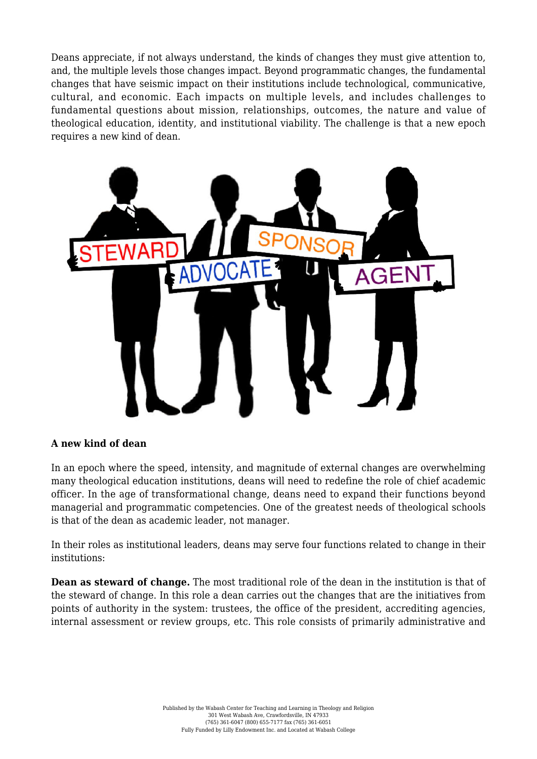Deans appreciate, if not always understand, the kinds of changes they must give attention to, and, the multiple levels those changes impact. Beyond programmatic changes, the fundamental changes that have seismic impact on their institutions include technological, communicative, cultural, and economic. Each impacts on multiple levels, and includes challenges to fundamental questions about mission, relationships, outcomes, the nature and value of theological education, identity, and institutional viability. The challenge is that a new epoch requires a new kind of dean.

**A new kind of dean**

In an epoch where the speed, intensity, and magnitude of external changes are overwhelming many theological education institutions, deans will need to redefine the role of chief academic officer. In the age of transformational change, deans need to expand their functions beyond managerial and programmatic competencies. One of the greatest needs of theological schools is that of the dean as academic leader, not manager.

In their roles as institutional leaders, deans may serve four functions related to change in their institutions:

**Dean as steward of change.** The most traditional role of the dean in the institution is that of the steward of change. In this role a dean carries out the changes that are the initiatives from points of authority in the system: trustees, the office of the president, accrediting agencies, internal assessment or review groups, etc. This role consists of primarily administrative and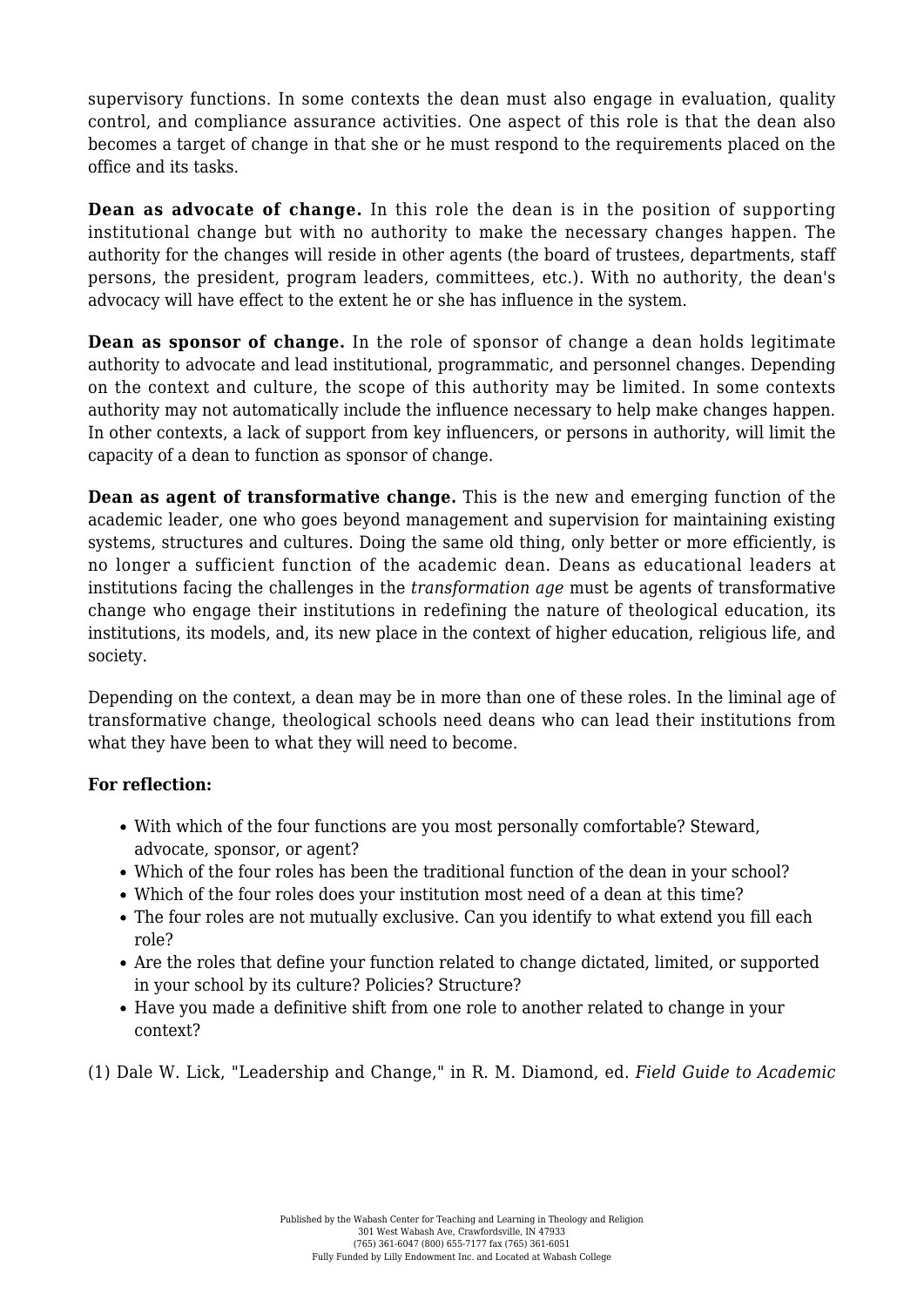supervisory functions. In some contexts the dean must also engage in evaluation, quality control, and compliance assurance activities. One aspect of this role is that the dean also becomes a target of change in that she or he must respond to the requirements placed on the office and its tasks.

**Dean as advocate of change.** In this role the dean is in the position of supporting institutional change but with no authority to make the necessary changes happen. The authority for the changes will reside in other agents (the board of trustees, departments, staff persons, the president, program leaders, committees, etc.). With no authority, the dean's advocacy will have effect to the extent he or she has influence in the system.

**Dean as sponsor of change.** In the role of sponsor of change a dean holds legitimate authority to advocate and lead institutional, programmatic, and personnel changes. Depending on the context and culture, the scope of this authority may be limited. In some contexts authority may not automatically include the influence necessary to help make changes happen. In other contexts, a lack of support from key influencers, or persons in authority, will limit the capacity of a dean to function as sponsor of change.

**Dean as agent of transformative change.** This is the new and emerging function of the academic leader, one who goes beyond management and supervision for maintaining existing systems, structures and cultures. Doing the same old thing, only better or more efficiently, is no longer a sufficient function of the academic dean. Deans as educational leaders at institutions facing the challenges in the *transformation age* must be agents of transformative change who engage their institutions in redefining the nature of theological education, its institutions, its models, and, its new place in the context of higher education, religious life, and society.

Depending on the context, a dean may be in more than one of these roles. In the liminal age of transformative change, theological schools need deans who can lead their institutions from what they have been to what they will need to become.

**For reflection:**

- With which of the four functions are you most personally comfortable? Steward, advocate, sponsor, or agent?
- Which of the four roles has been the traditional function of the dean in your school?
- Which of the four roles does your institution most need of a dean at this time?
- The four roles are not mutually exclusive. Can you identify to what extend you fill each role?
- Are the roles that define your function related to change dictated, limited, or supported in your school by its culture? Policies? Structure?
- Have you made a definitive shift from one role to another related to change in your context?

(1) Dale W. Lick, "Leadership and Change," in R. M. Diamond, ed. *Field Guide to Academic*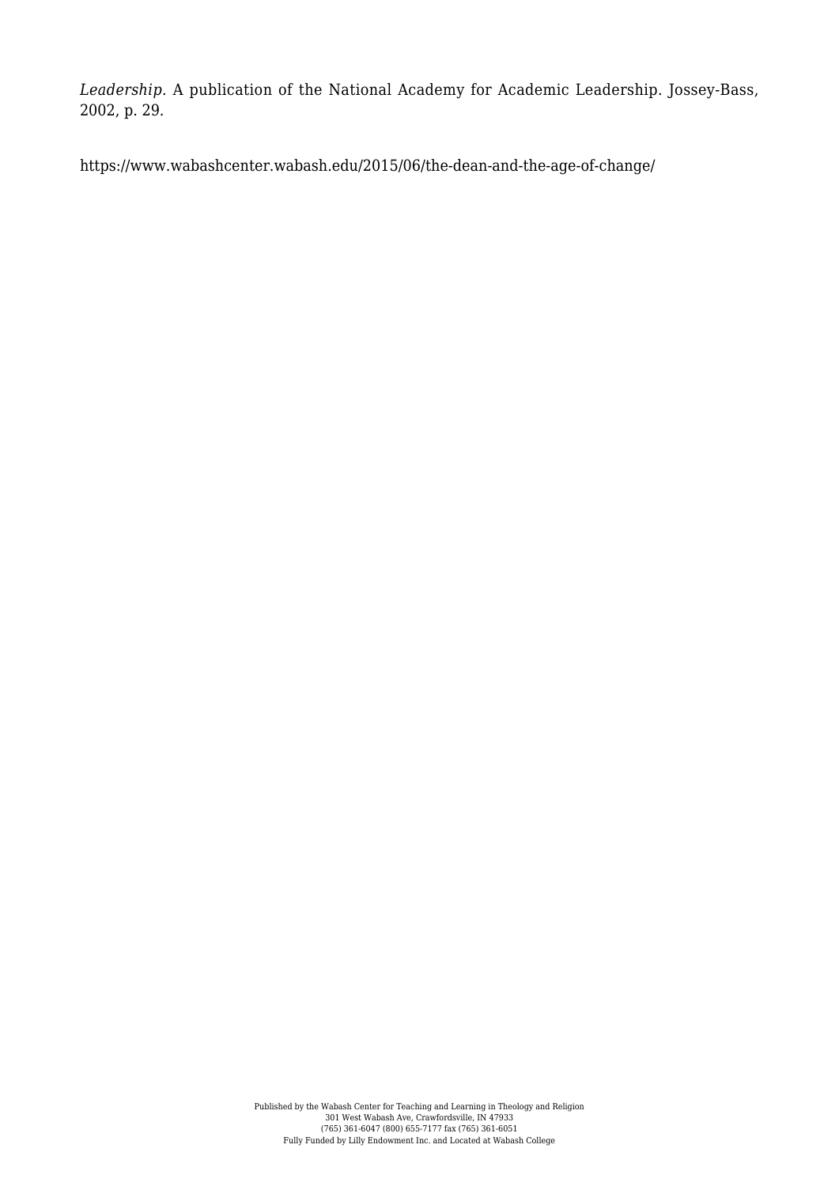*Leadership.* A publication of the National Academy for Academic Leadership. Jossey-Bass, 2002, p. 29.

https://www.wabashcenter.wabash.edu/2015/06/the-dean-and-the-age-of-change/